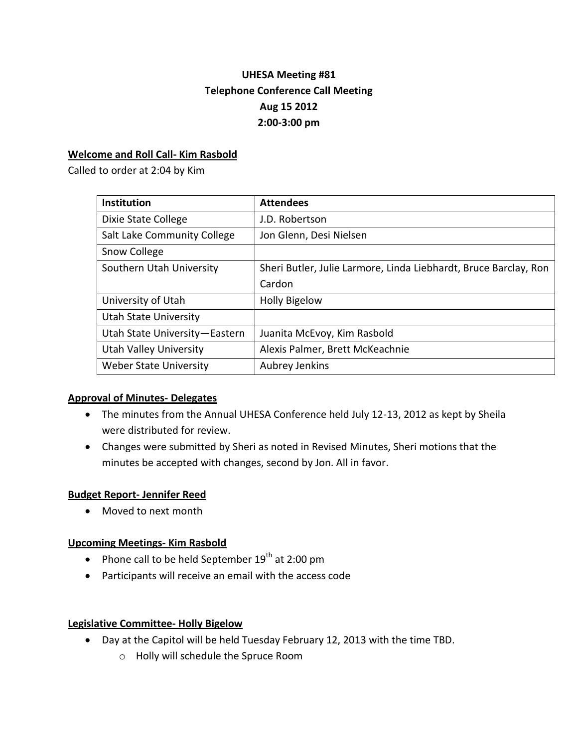**UHESA Meeting #81**
**Telephone Conference Call Meeting**
**Aug 15 2012**
**2:00-3:00 pm**

**Welcome and Roll Call- Kim Rasbold**

Called to order at 2:04 by Kim

| Institution | Attendees |
|---|---|
| Dixie State College | J.D. Robertson |
| Salt Lake Community College | Jon Glenn, Desi Nielsen |
| Snow College | |
| Southern Utah University | Sheri Butler, Julie Larmore, Linda Liebhardt, Bruce Barclay, Ron Cardon |
| University of Utah | Holly Bigelow |
| Utah State University | |
| Utah State University—Eastern | Juanita McEvoy, Kim Rasbold |
| Utah Valley University | Alexis Palmer, Brett McKeachnie |
| Weber State University | Aubrey Jenkins |

**Approval of Minutes- Delegates**

- The minutes from the Annual UHESA Conference held July 12-13, 2012 as kept by Sheila were distributed for review.
- Changes were submitted by Sheri as noted in Revised Minutes, Sheri motions that the minutes be accepted with changes, second by Jon. All in favor.

**Budget Report- Jennifer Reed**

- Moved to next month

**Upcoming Meetings- Kim Rasbold**

- Phone call to be held September 19th at 2:00 pm
- Participants will receive an email with the access code

**Legislative Committee- Holly Bigelow**

- Day at the Capitol will be held Tuesday February 12, 2013 with the time TBD.
  - Holly will schedule the Spruce Room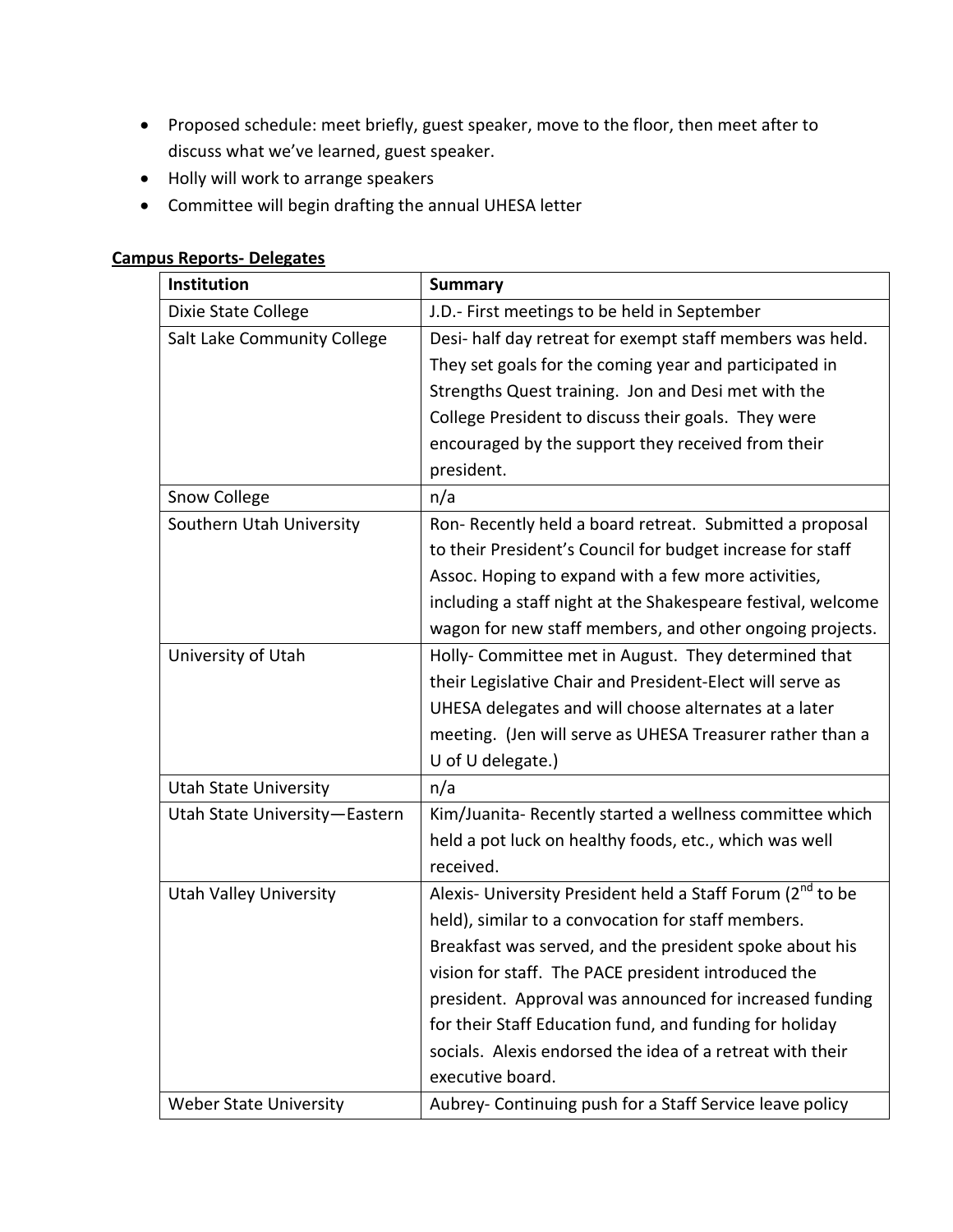- Proposed schedule: meet briefly, guest speaker, move to the floor, then meet after to discuss what we've learned, guest speaker.
- Holly will work to arrange speakers
- Committee will begin drafting the annual UHESA letter

**Campus Reports- Delegates**

| Institution | Summary |
|---|---|
| Dixie State College | J.D.- First meetings to be held in September |
| Salt Lake Community College | Desi- half day retreat for exempt staff members was held. They set goals for the coming year and participated in Strengths Quest training. Jon and Desi met with the College President to discuss their goals. They were encouraged by the support they received from their president. |
| Snow College | n/a |
| Southern Utah University | Ron- Recently held a board retreat. Submitted a proposal to their President's Council for budget increase for staff Assoc. Hoping to expand with a few more activities, including a staff night at the Shakespeare festival, welcome wagon for new staff members, and other ongoing projects. |
| University of Utah | Holly- Committee met in August. They determined that their Legislative Chair and President-Elect will serve as UHESA delegates and will choose alternates at a later meeting. (Jen will serve as UHESA Treasurer rather than a U of U delegate.) |
| Utah State University | n/a |
| Utah State University—Eastern | Kim/Juanita- Recently started a wellness committee which held a pot luck on healthy foods, etc., which was well received. |
| Utah Valley University | Alexis- University President held a Staff Forum (2nd to be held), similar to a convocation for staff members. Breakfast was served, and the president spoke about his vision for staff. The PACE president introduced the president. Approval was announced for increased funding for their Staff Education fund, and funding for holiday socials. Alexis endorsed the idea of a retreat with their executive board. |
| Weber State University | Aubrey- Continuing push for a Staff Service leave policy |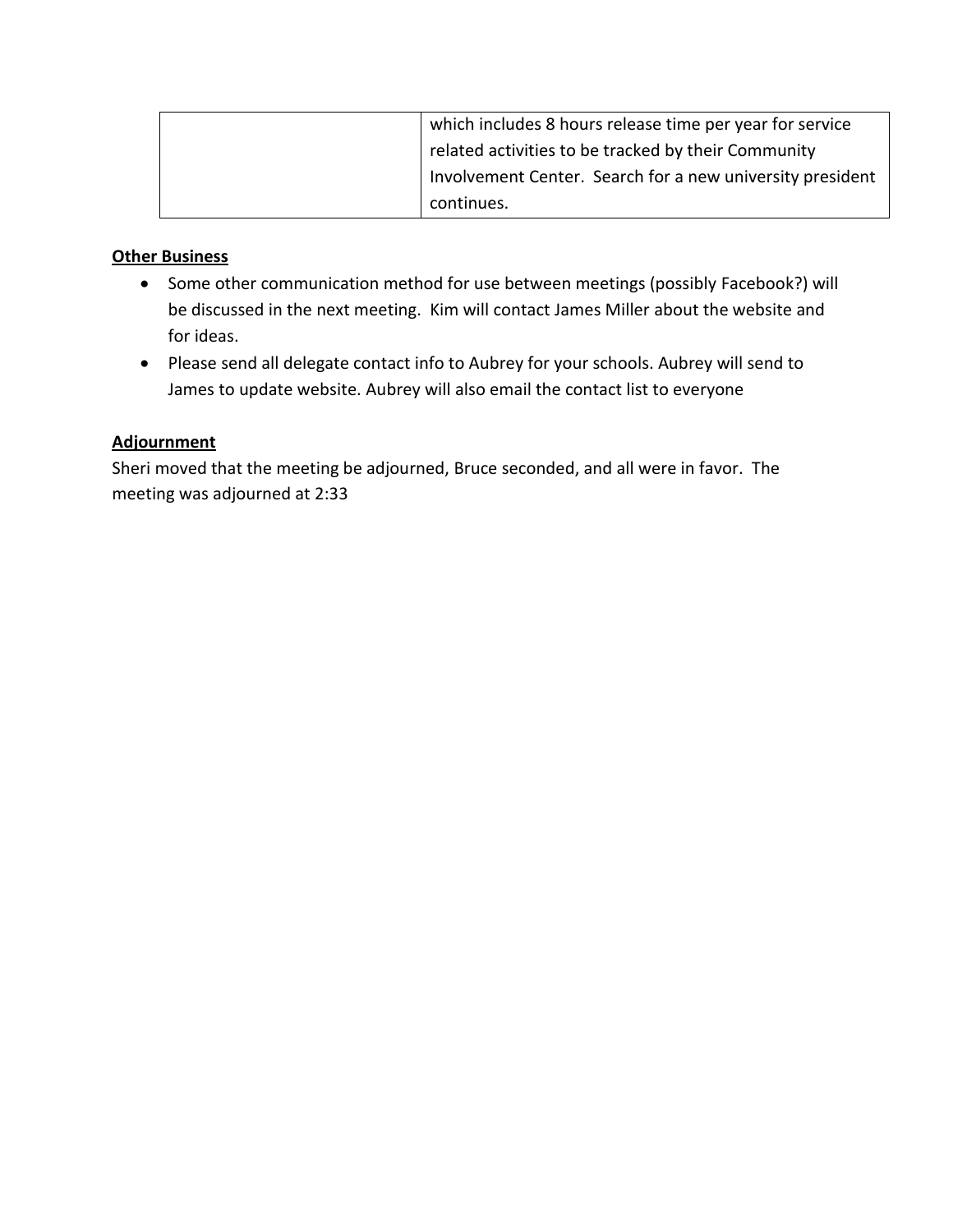| | |
|---|---|
| | which includes 8 hours release time per year for service related activities to be tracked by their Community Involvement Center. Search for a new university president continues. |

**Other Business**

- Some other communication method for use between meetings (possibly Facebook?) will be discussed in the next meeting. Kim will contact James Miller about the website and for ideas.
- Please send all delegate contact info to Aubrey for your schools. Aubrey will send to James to update website. Aubrey will also email the contact list to everyone

**Adjournment**

Sheri moved that the meeting be adjourned, Bruce seconded, and all were in favor. The meeting was adjourned at 2:33